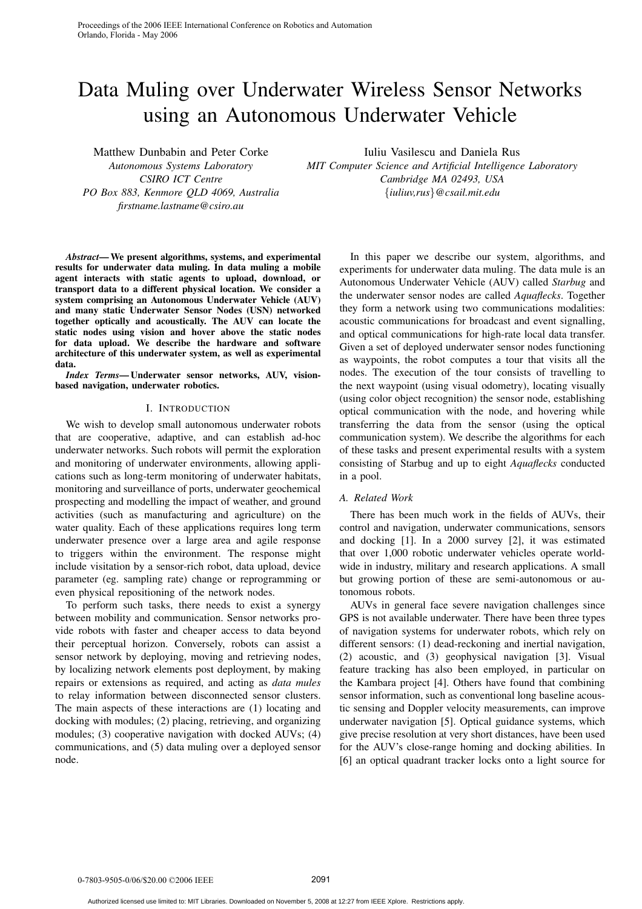# Data Muling over Underwater Wireless Sensor Networks using an Autonomous Underwater Vehicle

Matthew Dunbabin and Peter Corke
*Autonomous Systems Laboratory*
*CSIRO ICT Centre*
*PO Box 883, Kenmore QLD 4069, Australia*
*firstname.lastname@csiro.au*

Iuliu Vasilescu and Daniela Rus
*MIT Computer Science and Artificial Intelligence Laboratory*
*Cambridge MA 02493, USA*
*{iuliuv,rus}@csail.mit.edu*

***Abstract*— We present algorithms, systems, and experimental results for underwater data muling. In data muling a mobile agent interacts with static agents to upload, download, or transport data to a different physical location. We consider a system comprising an Autonomous Underwater Vehicle (AUV) and many static Underwater Sensor Nodes (USN) networked together optically and acoustically. The AUV can locate the static nodes using vision and hover above the static nodes for data upload. We describe the hardware and software architecture of this underwater system, as well as experimental data.**

***Index Terms*— Underwater sensor networks, AUV, vision-based navigation, underwater robotics.**

## I. Introduction

We wish to develop small autonomous underwater robots that are cooperative, adaptive, and can establish ad-hoc underwater networks. Such robots will permit the exploration and monitoring of underwater environments, allowing applications such as long-term monitoring of underwater habitats, monitoring and surveillance of ports, underwater geochemical prospecting and modelling the impact of weather, and ground activities (such as manufacturing and agriculture) on the water quality. Each of these applications requires long term underwater presence over a large area and agile response to triggers within the environment. The response might include visitation by a sensor-rich robot, data upload, device parameter (eg. sampling rate) change or reprogramming or even physical repositioning of the network nodes.

To perform such tasks, there needs to exist a synergy between mobility and communication. Sensor networks provide robots with faster and cheaper access to data beyond their perceptual horizon. Conversely, robots can assist a sensor network by deploying, moving and retrieving nodes, by localizing network elements post deployment, by making repairs or extensions as required, and acting as *data mules* to relay information between disconnected sensor clusters. The main aspects of these interactions are (1) locating and docking with modules; (2) placing, retrieving, and organizing modules; (3) cooperative navigation with docked AUVs; (4) communications, and (5) data muling over a deployed sensor node.

In this paper we describe our system, algorithms, and experiments for underwater data muling. The data mule is an Autonomous Underwater Vehicle (AUV) called *Starbug* and the underwater sensor nodes are called *Aquaflecks*. Together they form a network using two communications modalities: acoustic communications for broadcast and event signalling, and optical communications for high-rate local data transfer. Given a set of deployed underwater sensor nodes functioning as waypoints, the robot computes a tour that visits all the nodes. The execution of the tour consists of travelling to the next waypoint (using visual odometry), locating visually (using color object recognition) the sensor node, establishing optical communication with the node, and hovering while transferring the data from the sensor (using the optical communication system). We describe the algorithms for each of these tasks and present experimental results with a system consisting of Starbug and up to eight *Aquaflecks* conducted in a pool.

### A. Related Work

There has been much work in the fields of AUVs, their control and navigation, underwater communications, sensors and docking [1]. In a 2000 survey [2], it was estimated that over 1,000 robotic underwater vehicles operate worldwide in industry, military and research applications. A small but growing portion of these are semi-autonomous or autonomous robots.

AUVs in general face severe navigation challenges since GPS is not available underwater. There have been three types of navigation systems for underwater robots, which rely on different sensors: (1) dead-reckoning and inertial navigation, (2) acoustic, and (3) geophysical navigation [3]. Visual feature tracking has also been employed, in particular on the Kambara project [4]. Others have found that combining sensor information, such as conventional long baseline acoustic sensing and Doppler velocity measurements, can improve underwater navigation [5]. Optical guidance systems, which give precise resolution at very short distances, have been used for the AUV's close-range homing and docking abilities. In [6] an optical quadrant tracker locks onto a light source for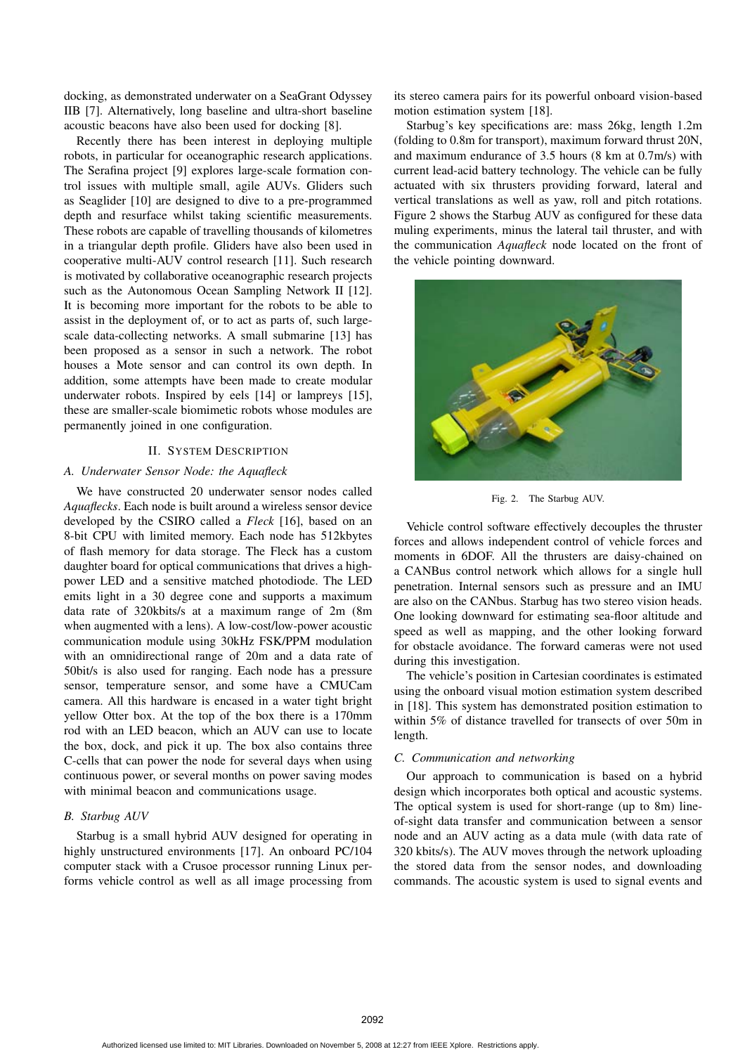docking, as demonstrated underwater on a SeaGrant Odyssey IIB [7]. Alternatively, long baseline and ultra-short baseline acoustic beacons have also been used for docking [8].

Recently there has been interest in deploying multiple robots, in particular for oceanographic research applications. The Serafina project [9] explores large-scale formation control issues with multiple small, agile AUVs. Gliders such as Seaglider [10] are designed to dive to a pre-programmed depth and resurface whilst taking scientific measurements. These robots are capable of travelling thousands of kilometres in a triangular depth profile. Gliders have also been used in cooperative multi-AUV control research [11]. Such research is motivated by collaborative oceanographic research projects such as the Autonomous Ocean Sampling Network II [12]. It is becoming more important for the robots to be able to assist in the deployment of, or to act as parts of, such large-scale data-collecting networks. A small submarine [13] has been proposed as a sensor in such a network. The robot houses a Mote sensor and can control its own depth. In addition, some attempts have been made to create modular underwater robots. Inspired by eels [14] or lampreys [15], these are smaller-scale biomimetic robots whose modules are permanently joined in one configuration.

## II. System Description

### A. Underwater Sensor Node: the *Aquafleck*

We have constructed 20 underwater sensor nodes called *Aquaflecks*. Each node is built around a wireless sensor device developed by the CSIRO called a *Fleck* [16], based on an 8-bit CPU with limited memory. Each node has 512kbytes of flash memory for data storage. The Fleck has a custom daughter board for optical communications that drives a high-power LED and a sensitive matched photodiode. The LED emits light in a 30 degree cone and supports a maximum data rate of 320kbits/s at a maximum range of 2m (8m when augmented with a lens). A low-cost/low-power acoustic communication module using 30kHz FSK/PPM modulation with an omnidirectional range of 20m and a data rate of 50bit/s is also used for ranging. Each node has a pressure sensor, temperature sensor, and some have a CMUCam camera. All this hardware is encased in a water tight bright yellow Otter box. At the top of the box there is a 170mm rod with an LED beacon, which an AUV can use to locate the box, dock, and pick it up. The box also contains three C-cells that can power the node for several days when using continuous power, or several months on power saving modes with minimal beacon and communications usage.

### B. Starbug AUV

Starbug is a small hybrid AUV designed for operating in highly unstructured environments [17]. An onboard PC/104 computer stack with a Crusoe processor running Linux performs vehicle control as well as all image processing from its stereo camera pairs for its powerful onboard vision-based motion estimation system [18].

Starbug's key specifications are: mass 26kg, length 1.2m (folding to 0.8m for transport), maximum forward thrust 20N, and maximum endurance of 3.5 hours (8 km at 0.7m/s) with current lead-acid battery technology. The vehicle can be fully actuated with six thrusters providing forward, lateral and vertical translations as well as yaw, roll and pitch rotations. Figure 2 shows the Starbug AUV as configured for these data muling experiments, minus the lateral tail thruster, and with the communication *Aquafleck* node located on the front of the vehicle pointing downward.

Fig. 2. The Starbug AUV.

Vehicle control software effectively decouples the thruster forces and allows independent control of vehicle forces and moments in 6DOF. All the thrusters are daisy-chained on a CANBus control network which allows for a single hull penetration. Internal sensors such as pressure and an IMU are also on the CANbus. Starbug has two stereo vision heads. One looking downward for estimating sea-floor altitude and speed as well as mapping, and the other looking forward for obstacle avoidance. The forward cameras were not used during this investigation.

The vehicle's position in Cartesian coordinates is estimated using the onboard visual motion estimation system described in [18]. This system has demonstrated position estimation to within 5% of distance travelled for transects of over 50m in length.

### C. Communication and networking

Our approach to communication is based on a hybrid design which incorporates both optical and acoustic systems. The optical system is used for short-range (up to 8m) line-of-sight data transfer and communication between a sensor node and an AUV acting as a data mule (with data rate of 320 kbits/s). The AUV moves through the network uploading the stored data from the sensor nodes, and downloading commands. The acoustic system is used to signal events and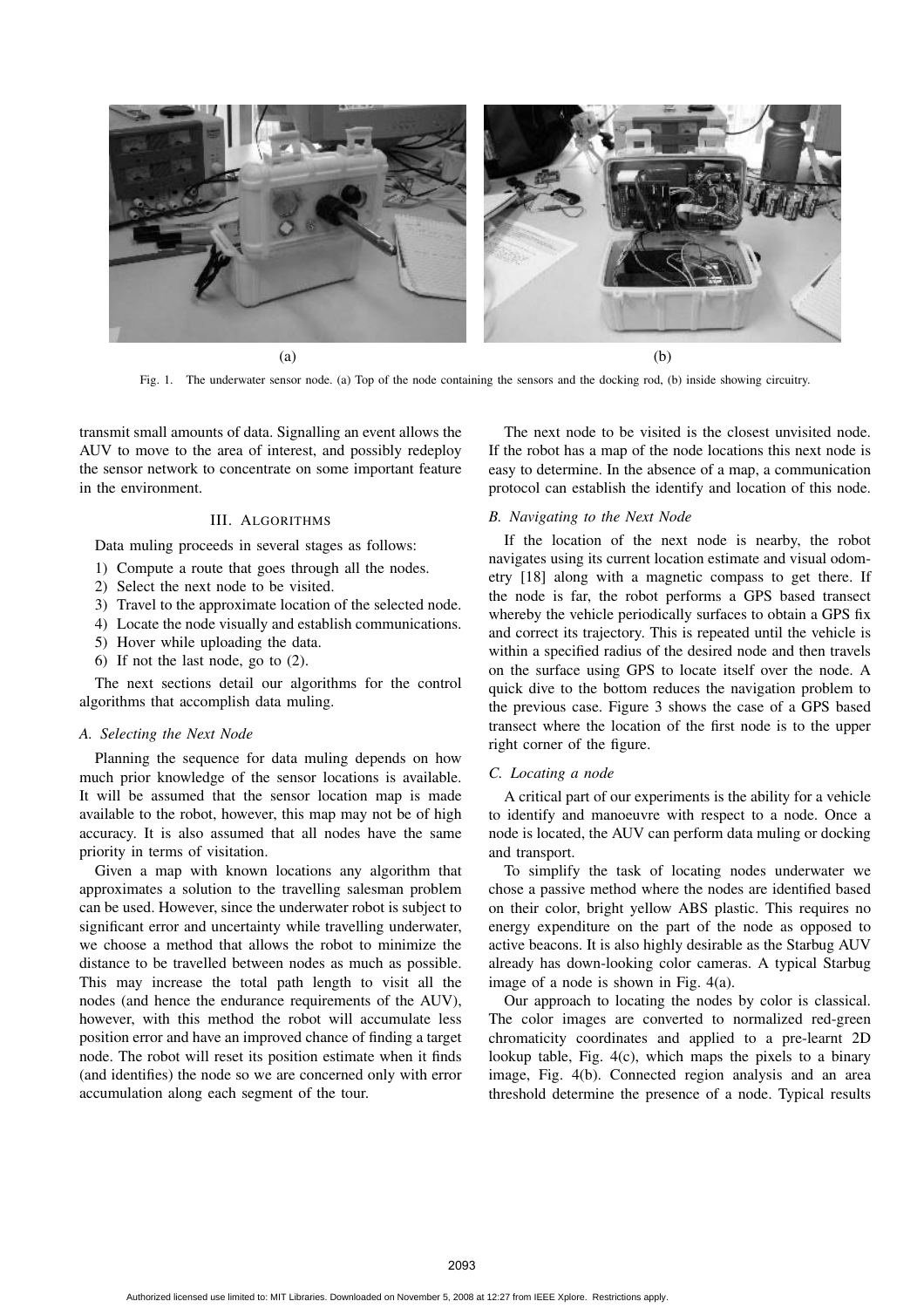(a)

(b)

Fig. 1. The underwater sensor node. (a) Top of the node containing the sensors and the docking rod, (b) inside showing circuitry.

transmit small amounts of data. Signalling an event allows the AUV to move to the area of interest, and possibly redeploy the sensor network to concentrate on some important feature in the environment.

## III. Algorithms

Data muling proceeds in several stages as follows:

1) Compute a route that goes through all the nodes.
2) Select the next node to be visited.
3) Travel to the approximate location of the selected node.
4) Locate the node visually and establish communications.
5) Hover while uploading the data.
6) If not the last node, go to (2).

The next sections detail our algorithms for the control algorithms that accomplish data muling.

### *A. Selecting the Next Node*

Planning the sequence for data muling depends on how much prior knowledge of the sensor locations is available. It will be assumed that the sensor location map is made available to the robot, however, this map may not be of high accuracy. It is also assumed that all nodes have the same priority in terms of visitation.

Given a map with known locations any algorithm that approximates a solution to the travelling salesman problem can be used. However, since the underwater robot is subject to significant error and uncertainty while travelling underwater, we choose a method that allows the robot to minimize the distance to be travelled between nodes as much as possible. This may increase the total path length to visit all the nodes (and hence the endurance requirements of the AUV), however, with this method the robot will accumulate less position error and have an improved chance of finding a target node. The robot will reset its position estimate when it finds (and identifies) the node so we are concerned only with error accumulation along each segment of the tour.

The next node to be visited is the closest unvisited node. If the robot has a map of the node locations this next node is easy to determine. In the absence of a map, a communication protocol can establish the identify and location of this node.

### *B. Navigating to the Next Node*

If the location of the next node is nearby, the robot navigates using its current location estimate and visual odometry [18] along with a magnetic compass to get there. If the node is far, the robot performs a GPS based transect whereby the vehicle periodically surfaces to obtain a GPS fix and correct its trajectory. This is repeated until the vehicle is within a specified radius of the desired node and then travels on the surface using GPS to locate itself over the node. A quick dive to the bottom reduces the navigation problem to the previous case. Figure 3 shows the case of a GPS based transect where the location of the first node is to the upper right corner of the figure.

### *C. Locating a node*

A critical part of our experiments is the ability for a vehicle to identify and manoeuvre with respect to a node. Once a node is located, the AUV can perform data muling or docking and transport.

To simplify the task of locating nodes underwater we chose a passive method where the nodes are identified based on their color, bright yellow ABS plastic. This requires no energy expenditure on the part of the node as opposed to active beacons. It is also highly desirable as the Starbug AUV already has down-looking color cameras. A typical Starbug image of a node is shown in Fig. 4(a).

Our approach to locating the nodes by color is classical. The color images are converted to normalized red-green chromaticity coordinates and applied to a pre-learnt 2D lookup table, Fig. 4(c), which maps the pixels to a binary image, Fig. 4(b). Connected region analysis and an area threshold determine the presence of a node. Typical results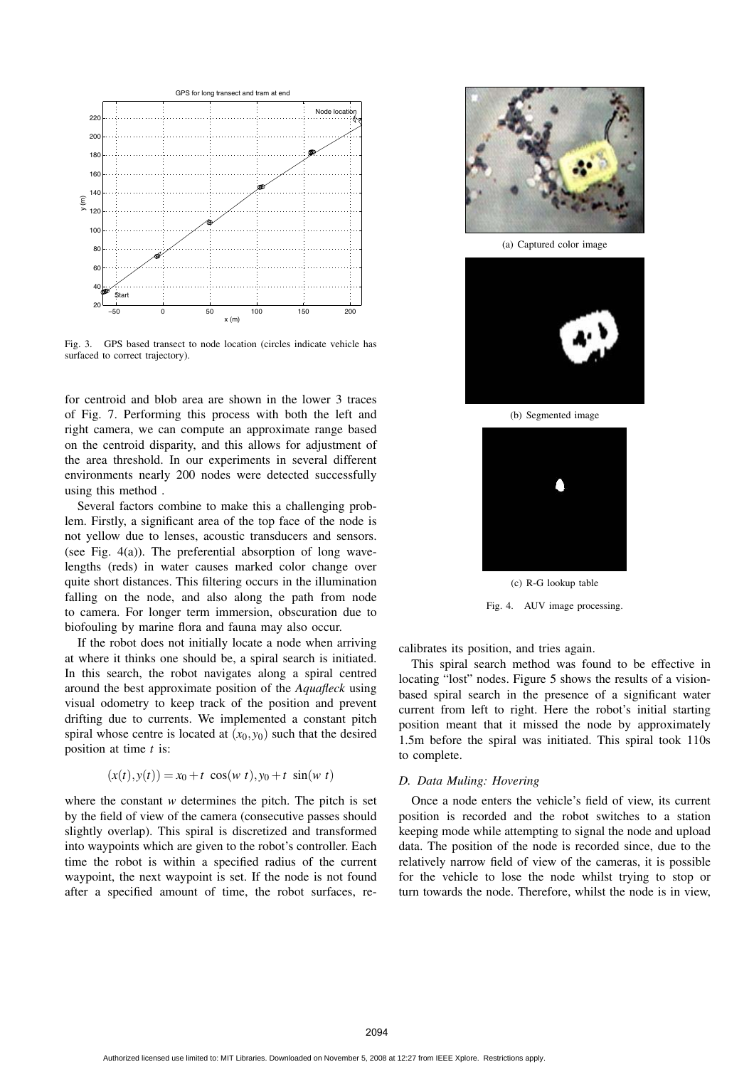Fig. 3. GPS based transect to node location (circles indicate vehicle has surfaced to correct trajectory).

for centroid and blob area are shown in the lower 3 traces of Fig. 7. Performing this process with both the left and right camera, we can compute an approximate range based on the centroid disparity, and this allows for adjustment of the area threshold. In our experiments in several different environments nearly 200 nodes were detected successfully using this method .

Several factors combine to make this a challenging problem. Firstly, a significant area of the top face of the node is not yellow due to lenses, acoustic transducers and sensors. (see Fig. 4(a)). The preferential absorption of long wavelengths (reds) in water causes marked color change over quite short distances. This filtering occurs in the illumination falling on the node, and also along the path from node to camera. For longer term immersion, obscuration due to biofouling by marine flora and fauna may also occur.

If the robot does not initially locate a node when arriving at where it thinks one should be, a spiral search is initiated. In this search, the robot navigates along a spiral centred around the best approximate position of the *Aquafleck* using visual odometry to keep track of the position and prevent drifting due to currents. We implemented a constant pitch spiral whose centre is located at $(x_0, y_0)$ such that the desired position at time $t$ is:

$$(x(t), y(t)) = x_0 + t\ \cos(w\ t), y_0 + t\ \sin(w\ t)$$

where the constant $w$ determines the pitch. The pitch is set by the field of view of the camera (consecutive passes should slightly overlap). This spiral is discretized and transformed into waypoints which are given to the robot's controller. Each time the robot is within a specified radius of the current waypoint, the next waypoint is set. If the node is not found after a specified amount of time, the robot surfaces, recalibrates its position, and tries again.

(a) Captured color image

(b) Segmented image

(c) R-G lookup table

Fig. 4. AUV image processing.

This spiral search method was found to be effective in locating "lost" nodes. Figure 5 shows the results of a vision-based spiral search in the presence of a significant water current from left to right. Here the robot's initial starting position meant that it missed the node by approximately 1.5m before the spiral was initiated. This spiral took 110s to complete.

### D. Data Muling: Hovering

Once a node enters the vehicle's field of view, its current position is recorded and the robot switches to a station keeping mode while attempting to signal the node and upload data. The position of the node is recorded since, due to the relatively narrow field of view of the cameras, it is possible for the vehicle to lose the node whilst trying to stop or turn towards the node. Therefore, whilst the node is in view,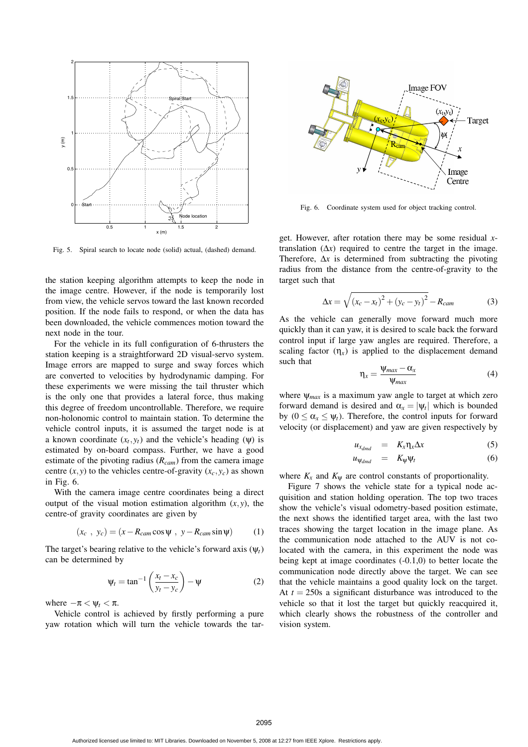Fig. 5. Spiral search to locate node (solid) actual, (dashed) demand.

Fig. 6. Coordinate system used for object tracking control.

the station keeping algorithm attempts to keep the node in the image centre. However, if the node is temporarily lost from view, the vehicle servos toward the last known recorded position. If the node fails to respond, or when the data has been downloaded, the vehicle commences motion toward the next node in the tour.

For the vehicle in its full configuration of 6-thrusters the station keeping is a straightforward 2D visual-servo system. Image errors are mapped to surge and sway forces which are converted to velocities by hydrodynamic damping. For these experiments we were missing the tail thruster which is the only one that provides a lateral force, thus making this degree of freedom uncontrollable. Therefore, we require non-holonomic control to maintain station. To determine the vehicle control inputs, it is assumed the target node is at a known coordinate $(x_t, y_t)$ and the vehicle's heading ($\psi$) is estimated by on-board compass. Further, we have a good estimate of the pivoting radius ($R_{cam}$) from the camera image centre $(x, y)$ to the vehicles centre-of-gravity $(x_c, y_c)$ as shown in Fig. 6.

With the camera image centre coordinates being a direct output of the visual motion estimation algorithm $(x, y)$, the centre-of gravity coordinates are given by

$$(x_c\ ,\ y_c) = (x - R_{cam}\cos\psi\ ,\ y - R_{cam}\sin\psi) \tag{1}$$

The target's bearing relative to the vehicle's forward axis ($\psi_t$) can be determined by

$$\psi_t = \tan^{-1}\left(\frac{x_t - x_c}{y_t - y_c}\right) - \psi \tag{2}$$

where $-\pi < \psi_t < \pi$.

Vehicle control is achieved by firstly performing a pure yaw rotation which will turn the vehicle towards the target. However, after rotation there may be some residual $x$-translation ($\Delta x$) required to centre the target in the image. Therefore, $\Delta x$ is determined from subtracting the pivoting radius from the distance from the centre-of-gravity to the target such that

$$\Delta x = \sqrt{(x_c - x_t)^2 + (y_c - y_t)^2} - R_{cam} \tag{3}$$

As the vehicle can generally move forward much more quickly than it can yaw, it is desired to scale back the forward control input if large yaw angles are required. Therefore, a scaling factor ($\eta_x$) is applied to the displacement demand such that

$$\eta_x = \frac{\psi_{max} - \alpha_x}{\psi_{max}} \tag{4}$$

where $\psi_{max}$ is a maximum yaw angle to target at which zero forward demand is desired and $\alpha_x = |\psi_t|$ which is bounded by ($0 \leq \alpha_x \leq \psi_t$). Therefore, the control inputs for forward velocity (or displacement) and yaw are given respectively by

$$u_{x_{dmd}} = K_x \eta_x \Delta x \tag{5}$$

$$u_{\psi_{dmd}} = K_\psi \psi_t \tag{6}$$

where $K_x$ and $K_\psi$ are control constants of proportionality.

Figure 7 shows the vehicle state for a typical node acquisition and station holding operation. The top two traces show the vehicle's visual odometry-based position estimate, the next shows the identified target area, with the last two traces showing the target location in the image plane. As the communication node attached to the AUV is not co-located with the camera, in this experiment the node was being kept at image coordinates (-0.1,0) to better locate the communication node directly above the target. We can see that the vehicle maintains a good quality lock on the target. At $t = 250$s a significant disturbance was introduced to the vehicle so that it lost the target but quickly reacquired it, which clearly shows the robustness of the controller and vision system.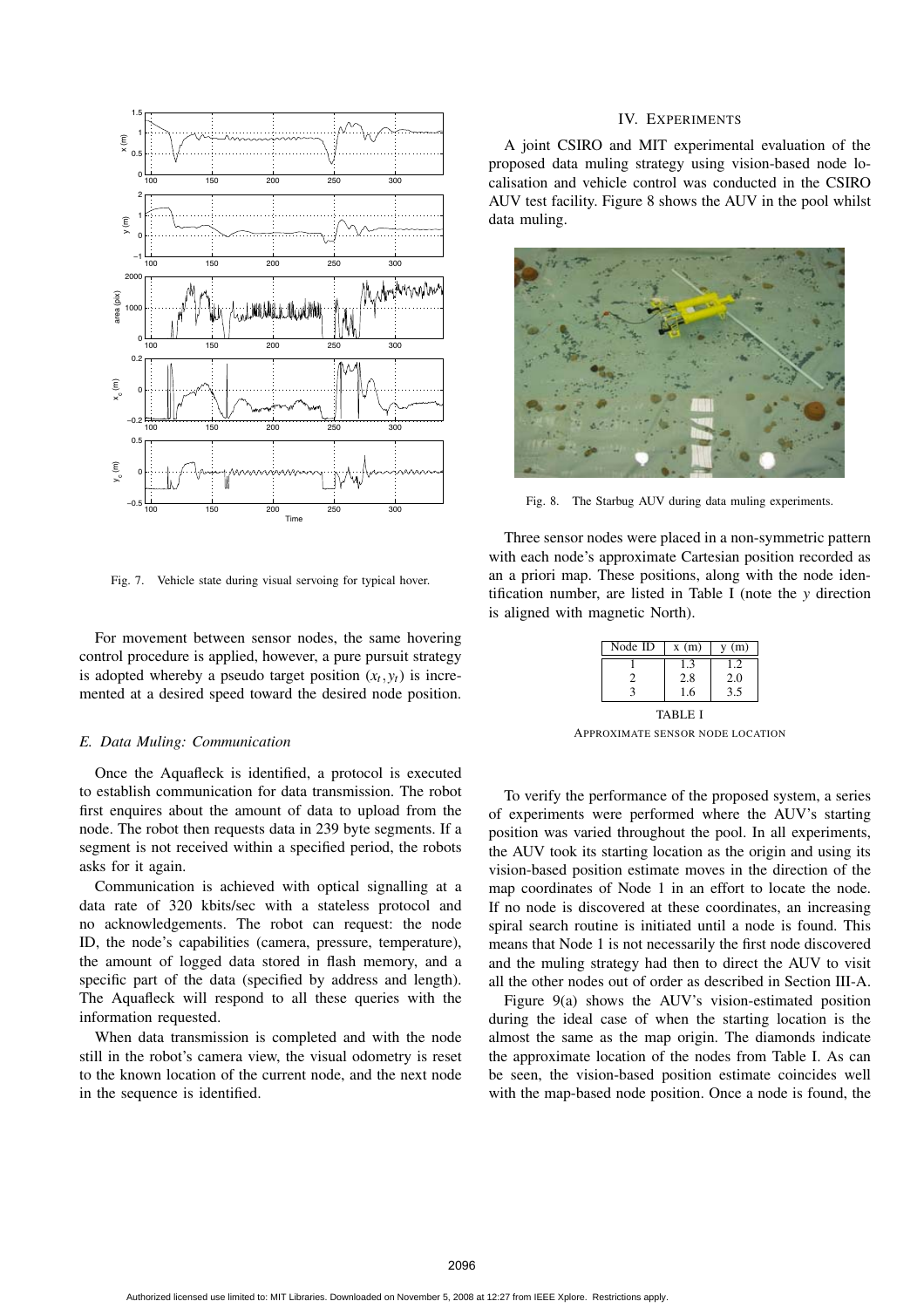Fig. 7. Vehicle state during visual servoing for typical hover.

For movement between sensor nodes, the same hovering control procedure is applied, however, a pure pursuit strategy is adopted whereby a pseudo target position $(x_t, y_t)$ is incremented at a desired speed toward the desired node position.

### E. Data Muling: Communication

Once the Aquafleck is identified, a protocol is executed to establish communication for data transmission. The robot first enquires about the amount of data to upload from the node. The robot then requests data in 239 byte segments. If a segment is not received within a specified period, the robots asks for it again.

Communication is achieved with optical signalling at a data rate of 320 kbits/sec with a stateless protocol and no acknowledgements. The robot can request: the node ID, the node's capabilities (camera, pressure, temperature), the amount of logged data stored in flash memory, and a specific part of the data (specified by address and length). The Aquafleck will respond to all these queries with the information requested.

When data transmission is completed and with the node still in the robot's camera view, the visual odometry is reset to the known location of the current node, and the next node in the sequence is identified.

## IV. Experiments

A joint CSIRO and MIT experimental evaluation of the proposed data muling strategy using vision-based node localisation and vehicle control was conducted in the CSIRO AUV test facility. Figure 8 shows the AUV in the pool whilst data muling.

Fig. 8. The Starbug AUV during data muling experiments.

Three sensor nodes were placed in a non-symmetric pattern with each node's approximate Cartesian position recorded as an a priori map. These positions, along with the node identification number, are listed in Table I (note the $y$ direction is aligned with magnetic North).

| Node ID | x (m) | y (m) |
|---|---|---|
| 1 | 1.3 | 1.2 |
| 2 | 2.8 | 2.0 |
| 3 | 1.6 | 3.5 |

TABLE I

Approximate sensor node location

To verify the performance of the proposed system, a series of experiments were performed where the AUV's starting position was varied throughout the pool. In all experiments, the AUV took its starting location as the origin and using its vision-based position estimate moves in the direction of the map coordinates of Node 1 in an effort to locate the node. If no node is discovered at these coordinates, an increasing spiral search routine is initiated until a node is found. This means that Node 1 is not necessarily the first node discovered and the muling strategy had then to direct the AUV to visit all the other nodes out of order as described in Section III-A.

Figure 9(a) shows the AUV's vision-estimated position during the ideal case of when the starting location is the almost the same as the map origin. The diamonds indicate the approximate location of the nodes from Table I. As can be seen, the vision-based position estimate coincides well with the map-based node position. Once a node is found, the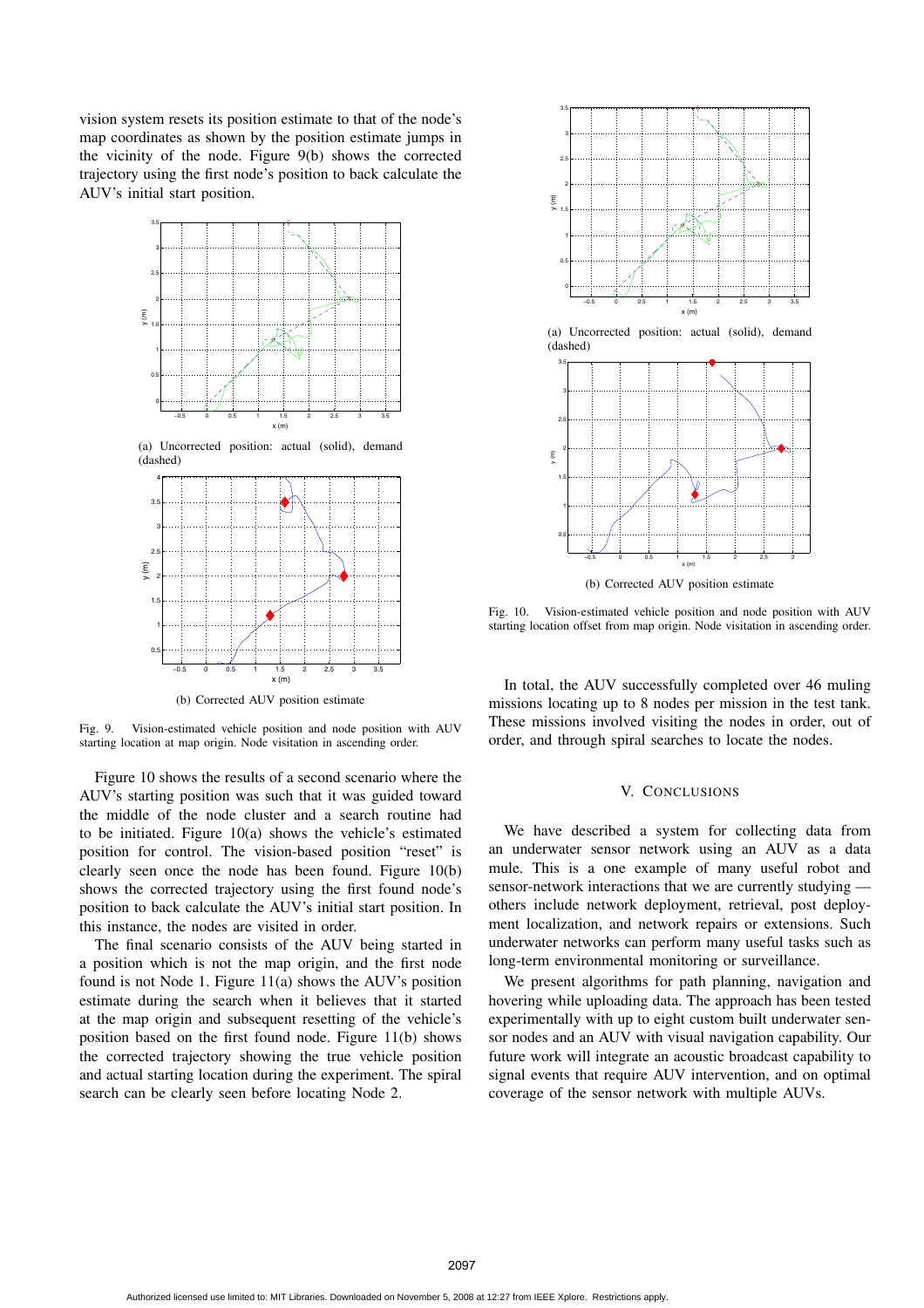vision system resets its position estimate to that of the node's map coordinates as shown by the position estimate jumps in the vicinity of the node. Figure 9(b) shows the corrected trajectory using the first node's position to back calculate the AUV's initial start position.

(a) Uncorrected position: actual (solid), demand (dashed)

(b) Corrected AUV position estimate

Fig. 9. Vision-estimated vehicle position and node position with AUV starting location at map origin. Node visitation in ascending order.

Figure 10 shows the results of a second scenario where the AUV's starting position was such that it was guided toward the middle of the node cluster and a search routine had to be initiated. Figure 10(a) shows the vehicle's estimated position for control. The vision-based position "reset" is clearly seen once the node has been found. Figure 10(b) shows the corrected trajectory using the first found node's position to back calculate the AUV's initial start position. In this instance, the nodes are visited in order.

The final scenario consists of the AUV being started in a position which is not the map origin, and the first node found is not Node 1. Figure 11(a) shows the AUV's position estimate during the search when it believes that it started at the map origin and subsequent resetting of the vehicle's position based on the first found node. Figure 11(b) shows the corrected trajectory showing the true vehicle position and actual starting location during the experiment. The spiral search can be clearly seen before locating Node 2.

(a) Uncorrected position: actual (solid), demand (dashed)

(b) Corrected AUV position estimate

Fig. 10. Vision-estimated vehicle position and node position with AUV starting location offset from map origin. Node visitation in ascending order.

In total, the AUV successfully completed over 46 muling missions locating up to 8 nodes per mission in the test tank. These missions involved visiting the nodes in order, out of order, and through spiral searches to locate the nodes.

## V. Conclusions

We have described a system for collecting data from an underwater sensor network using an AUV as a data mule. This is a one example of many useful robot and sensor-network interactions that we are currently studying — others include network deployment, retrieval, post deployment localization, and network repairs or extensions. Such underwater networks can perform many useful tasks such as long-term environmental monitoring or surveillance.

We present algorithms for path planning, navigation and hovering while uploading data. The approach has been tested experimentally with up to eight custom built underwater sensor nodes and an AUV with visual navigation capability. Our future work will integrate an acoustic broadcast capability to signal events that require AUV intervention, and on optimal coverage of the sensor network with multiple AUVs.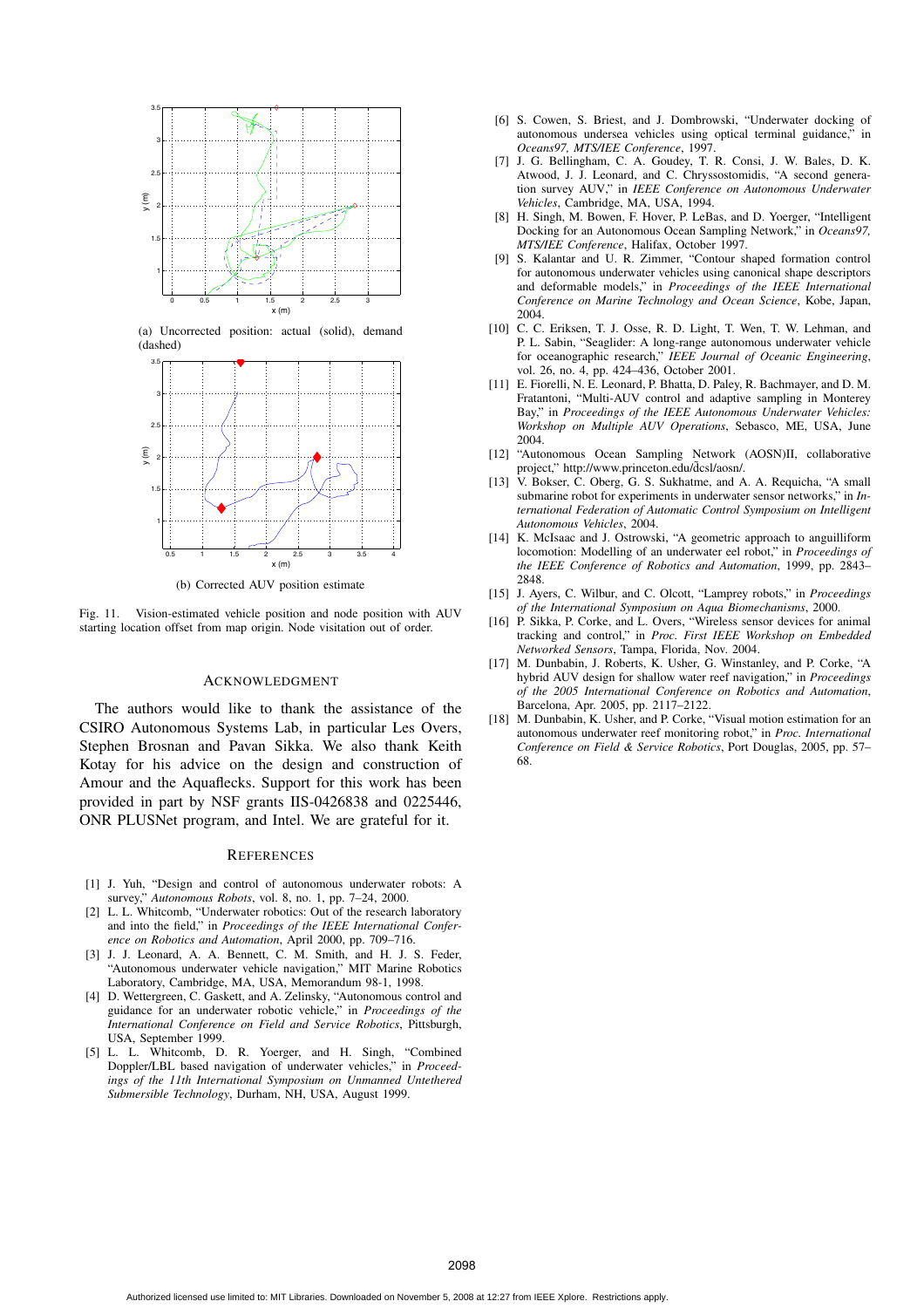3.5
3
2.5
2
1.5
1
y (m)
0 0.5 1 1.5 2 2.5 3
x (m)

(a) Uncorrected position: actual (solid), demand (dashed)

3.5
3
2.5
2
1.5
1
y (m)
0.5 1 1.5 2 2.5 3 3.5 4
x (m)

(b) Corrected AUV position estimate

Fig. 11. Vision-estimated vehicle position and node position with AUV starting location offset from map origin. Node visitation out of order.

## ACKNOWLEDGMENT

The authors would like to thank the assistance of the CSIRO Autonomous Systems Lab, in particular Les Overs, Stephen Brosnan and Pavan Sikka. We also thank Keith Kotay for his advice on the design and construction of Amour and the Aquaflecks. Support for this work has been provided in part by NSF grants IIS-0426838 and 0225446, ONR PLUSNet program, and Intel. We are grateful for it.

## REFERENCES

[1] J. Yuh, "Design and control of autonomous underwater robots: A survey," *Autonomous Robots*, vol. 8, no. 1, pp. 7–24, 2000.

[2] L. L. Whitcomb, "Underwater robotics: Out of the research laboratory and into the field," in *Proceedings of the IEEE International Conference on Robotics and Automation*, April 2000, pp. 709–716.

[3] J. J. Leonard, A. A. Bennett, C. M. Smith, and H. J. S. Feder, "Autonomous underwater vehicle navigation," MIT Marine Robotics Laboratory, Cambridge, MA, USA, Memorandum 98-1, 1998.

[4] D. Wettergreen, C. Gaskett, and A. Zelinsky, "Autonomous control and guidance for an underwater robotic vehicle," in *Proceedings of the International Conference on Field and Service Robotics*, Pittsburgh, USA, September 1999.

[5] L. L. Whitcomb, D. R. Yoerger, and H. Singh, "Combined Doppler/LBL based navigation of underwater vehicles," in *Proceedings of the 11th International Symposium on Unmanned Untethered Submersible Technology*, Durham, NH, USA, August 1999.

[6] S. Cowen, S. Briest, and J. Dombrowski, "Underwater docking of autonomous undersea vehicles using optical terminal guidance," in *Oceans97, MTS/IEEE Conference*, 1997.

[7] J. G. Bellingham, C. A. Goudey, T. R. Consi, J. W. Bales, D. K. Atwood, J. J. Leonard, and C. Chryssostomidis, "A second generation survey AUV," in *IEEE Conference on Autonomous Underwater Vehicles*, Cambridge, MA, USA, 1994.

[8] H. Singh, M. Bowen, F. Hover, P. LeBas, and D. Yoerger, "Intelligent Docking for an Autonomous Ocean Sampling Network," in *Oceans97, MTS/IEEE Conference*, Halifax, October 1997.

[9] S. Kalantar and U. R. Zimmer, "Contour shaped formation control for autonomous underwater vehicles using canonical shape descriptors and deformable models," in *Proceedings of the IEEE International Conference on Marine Technology and Ocean Science*, Kobe, Japan, 2004.

[10] C. C. Eriksen, T. J. Osse, R. D. Light, T. Wen, T. W. Lehman, and P. L. Sabin, "Seaglider: A long-range autonomous underwater vehicle for oceanographic research," *IEEE Journal of Oceanic Engineering*, vol. 26, no. 4, pp. 424–436, October 2001.

[11] E. Fiorelli, N. E. Leonard, P. Bhatta, D. Paley, R. Bachmayer, and D. M. Fratantoni, "Multi-AUV control and adaptive sampling in Monterey Bay," in *Proceedings of the IEEE Autonomous Underwater Vehicles: Workshop on Multiple AUV Operations*, Sebasco, ME, USA, June 2004.

[12] "Autonomous Ocean Sampling Network (AOSN)II, collaborative project," http://www.princeton.edu/d̃csl/aosn/.

[13] V. Bokser, C. Oberg, G. S. Sukhatme, and A. A. Requicha, "A small submarine robot for experiments in underwater sensor networks," in *International Federation of Automatic Control Symposium on Intelligent Autonomous Vehicles*, 2004.

[14] K. McIsaac and J. Ostrowski, "A geometric approach to anguilliform locomotion: Modelling of an underwater eel robot," in *Proceedings of the IEEE Conference of Robotics and Automation*, 1999, pp. 2843–2848.

[15] J. Ayers, C. Wilbur, and C. Olcott, "Lamprey robots," in *Proceedings of the International Symposium on Aqua Biomechanisms*, 2000.

[16] P. Sikka, P. Corke, and L. Overs, "Wireless sensor devices for animal tracking and control," in *Proc. First IEEE Workshop on Embedded Networked Sensors*, Tampa, Florida, Nov. 2004.

[17] M. Dunbabin, J. Roberts, K. Usher, G. Winstanley, and P. Corke, "A hybrid AUV design for shallow water reef navigation," in *Proceedings of the 2005 International Conference on Robotics and Automation*, Barcelona, Apr. 2005, pp. 2117–2122.

[18] M. Dunbabin, K. Usher, and P. Corke, "Visual motion estimation for an autonomous underwater reef monitoring robot," in *Proc. International Conference on Field & Service Robotics*, Port Douglas, 2005, pp. 57–68.